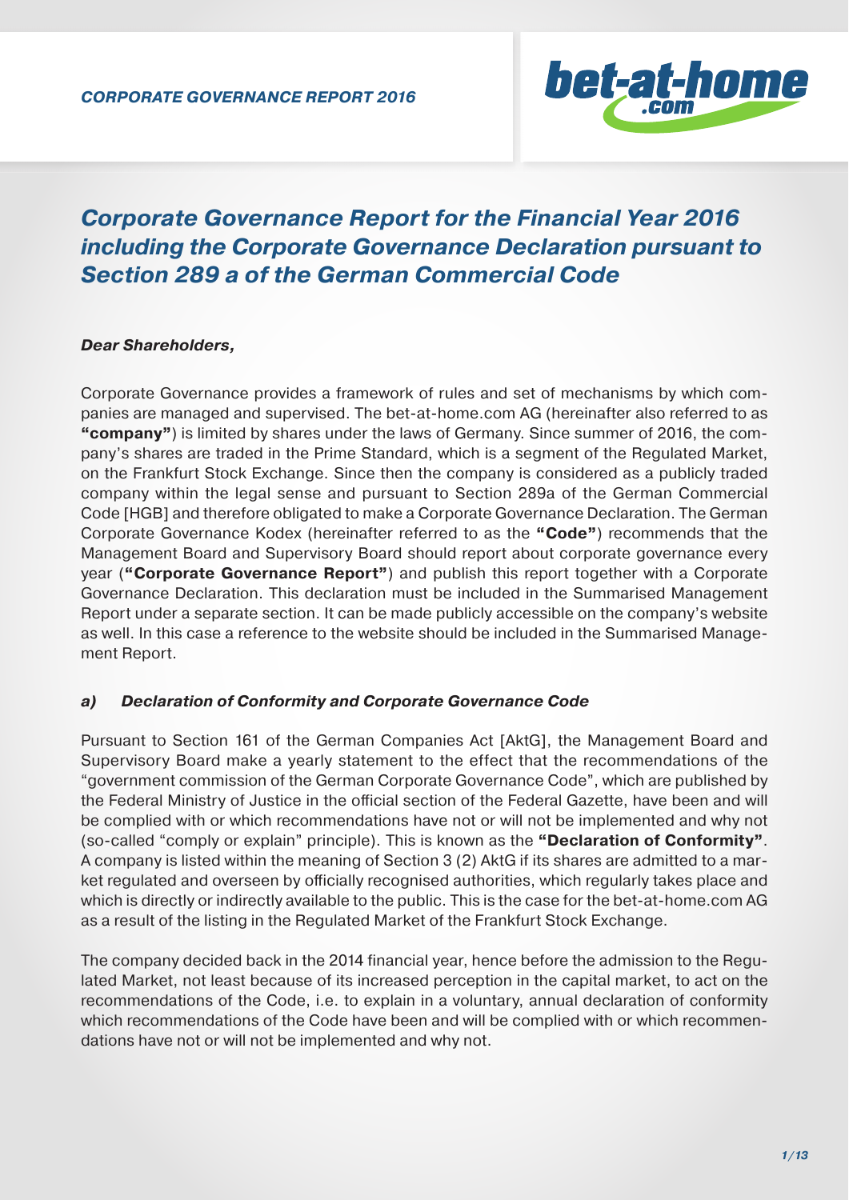# Corporate Governance Report for the Financial Year 2016 including the Corporate Governance Declaration pursuant to Section 289 a of the German Commercial Code

***Dear Shareholders,***

Corporate Governance provides a framework of rules and set of mechanisms by which companies are managed and supervised. The bet-at-home.com AG (hereinafter also referred to as **"company"**) is limited by shares under the laws of Germany. Since summer of 2016, the company's shares are traded in the Prime Standard, which is a segment of the Regulated Market, on the Frankfurt Stock Exchange. Since then the company is considered as a publicly traded company within the legal sense and pursuant to Section 289a of the German Commercial Code [HGB] and therefore obligated to make a Corporate Governance Declaration. The German Corporate Governance Kodex (hereinafter referred to as the **"Code"**) recommends that the Management Board and Supervisory Board should report about corporate governance every year (**"Corporate Governance Report"**) and publish this report together with a Corporate Governance Declaration. This declaration must be included in the Summarised Management Report under a separate section. It can be made publicly accessible on the company's website as well. In this case a reference to the website should be included in the Summarised Management Report.

### *a) Declaration of Conformity and Corporate Governance Code*

Pursuant to Section 161 of the German Companies Act [AktG], the Management Board and Supervisory Board make a yearly statement to the effect that the recommendations of the "government commission of the German Corporate Governance Code", which are published by the Federal Ministry of Justice in the official section of the Federal Gazette, have been and will be complied with or which recommendations have not or will not be implemented and why not (so-called "comply or explain" principle). This is known as the **"Declaration of Conformity"**. A company is listed within the meaning of Section 3 (2) AktG if its shares are admitted to a market regulated and overseen by officially recognised authorities, which regularly takes place and which is directly or indirectly available to the public. This is the case for the bet-at-home.com AG as a result of the listing in the Regulated Market of the Frankfurt Stock Exchange.

The company decided back in the 2014 financial year, hence before the admission to the Regulated Market, not least because of its increased perception in the capital market, to act on the recommendations of the Code, i.e. to explain in a voluntary, annual declaration of conformity which recommendations of the Code have been and will be complied with or which recommendations have not or will not be implemented and why not.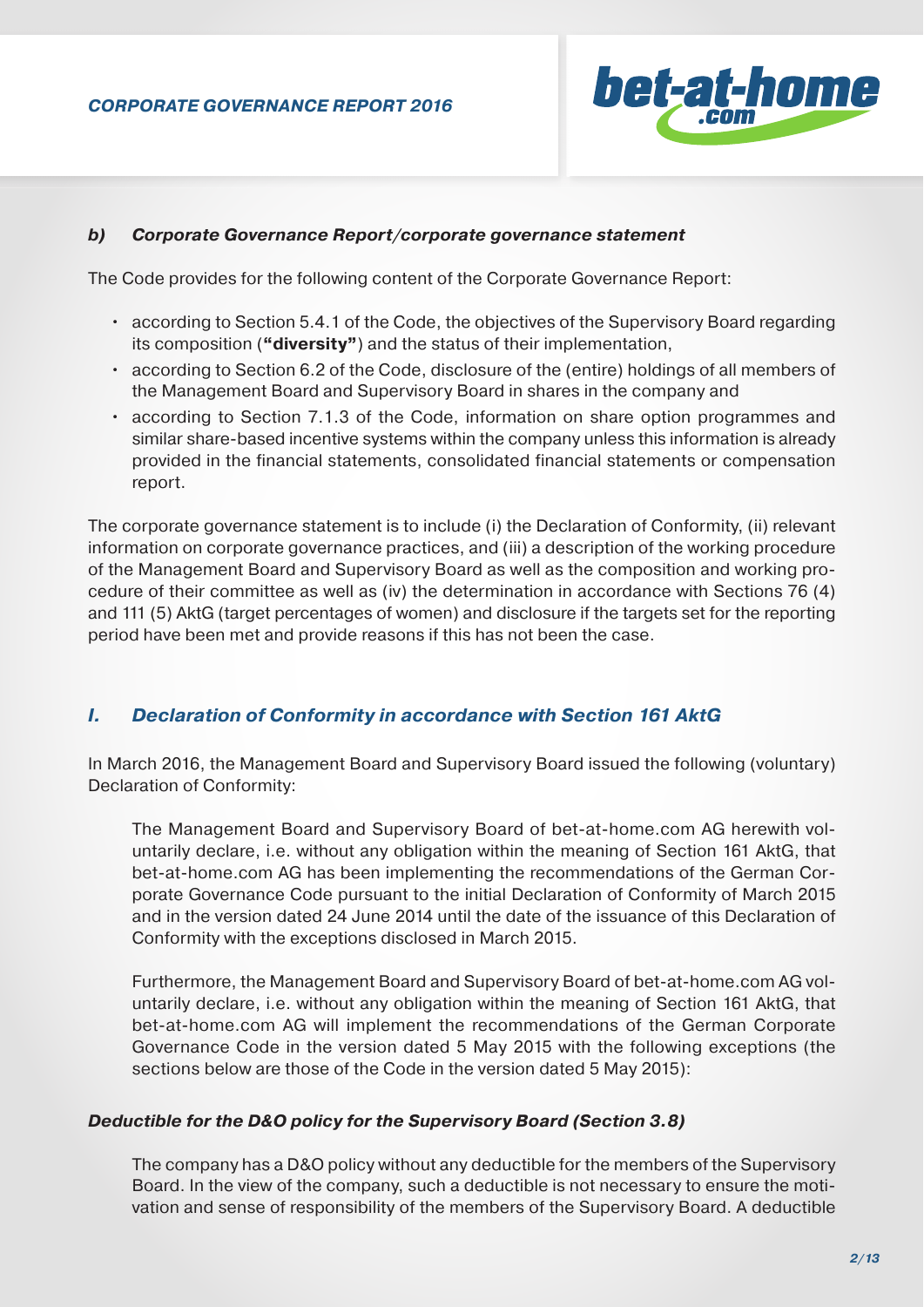### *b) Corporate Governance Report/corporate governance statement*

The Code provides for the following content of the Corporate Governance Report:

- according to Section 5.4.1 of the Code, the objectives of the Supervisory Board regarding its composition (**"diversity"**) and the status of their implementation,
- according to Section 6.2 of the Code, disclosure of the (entire) holdings of all members of the Management Board and Supervisory Board in shares in the company and
- according to Section 7.1.3 of the Code, information on share option programmes and similar share-based incentive systems within the company unless this information is already provided in the financial statements, consolidated financial statements or compensation report.

The corporate governance statement is to include (i) the Declaration of Conformity, (ii) relevant information on corporate governance practices, and (iii) a description of the working procedure of the Management Board and Supervisory Board as well as the composition and working procedure of their committee as well as (iv) the determination in accordance with Sections 76 (4) and 111 (5) AktG (target percentages of women) and disclosure if the targets set for the reporting period have been met and provide reasons if this has not been the case.

## *I. Declaration of Conformity in accordance with Section 161 AktG*

In March 2016, the Management Board and Supervisory Board issued the following (voluntary) Declaration of Conformity:

> The Management Board and Supervisory Board of bet-at-home.com AG herewith voluntarily declare, i.e. without any obligation within the meaning of Section 161 AktG, that bet-at-home.com AG has been implementing the recommendations of the German Corporate Governance Code pursuant to the initial Declaration of Conformity of March 2015 and in the version dated 24 June 2014 until the date of the issuance of this Declaration of Conformity with the exceptions disclosed in March 2015.
>
> Furthermore, the Management Board and Supervisory Board of bet-at-home.com AG voluntarily declare, i.e. without any obligation within the meaning of Section 161 AktG, that bet-at-home.com AG will implement the recommendations of the German Corporate Governance Code in the version dated 5 May 2015 with the following exceptions (the sections below are those of the Code in the version dated 5 May 2015):

#### *Deductible for the D&O policy for the Supervisory Board (Section 3.8)*

> The company has a D&O policy without any deductible for the members of the Supervisory Board. In the view of the company, such a deductible is not necessary to ensure the motivation and sense of responsibility of the members of the Supervisory Board. A deductible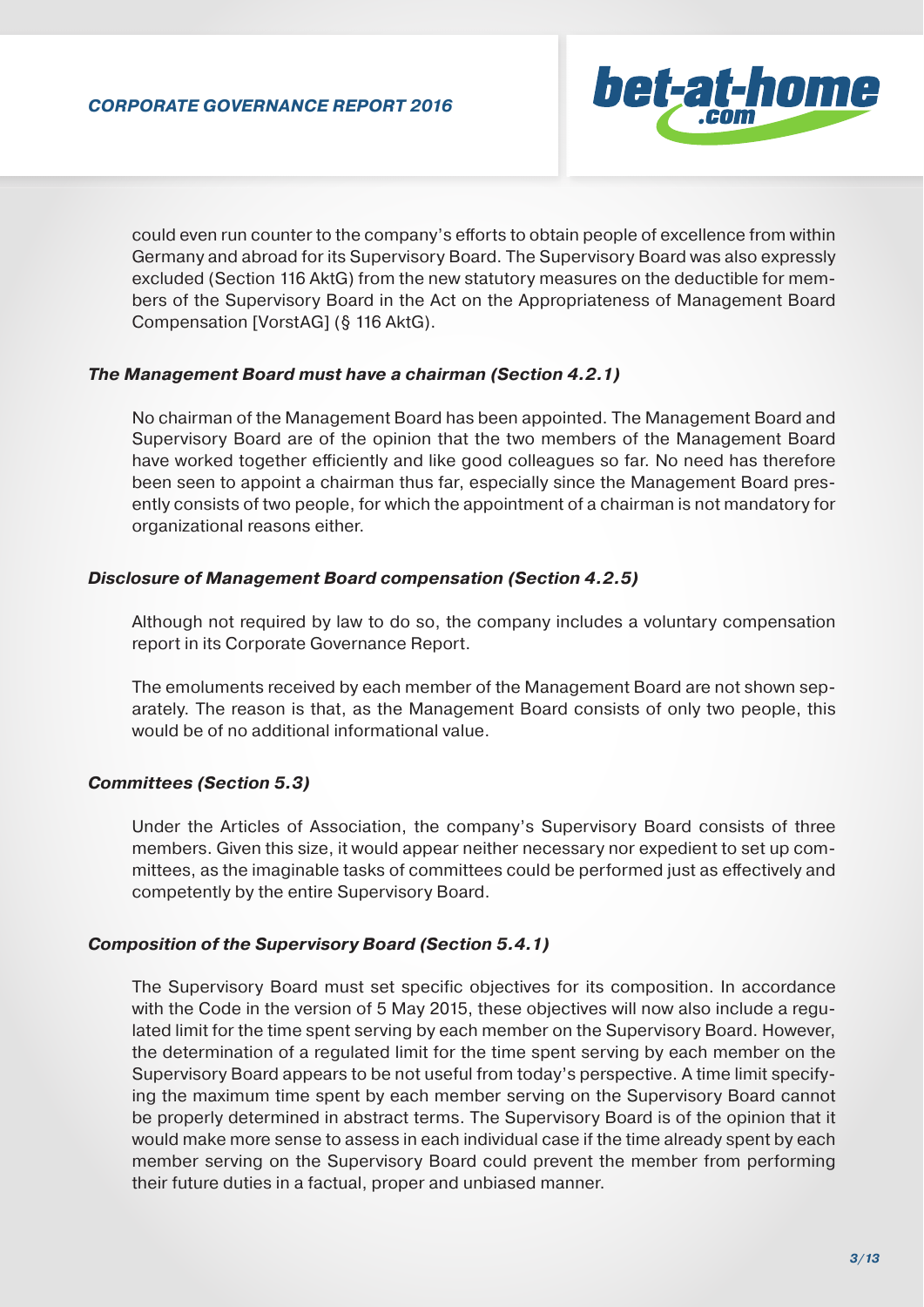could even run counter to the company's efforts to obtain people of excellence from within Germany and abroad for its Supervisory Board. The Supervisory Board was also expressly excluded (Section 116 AktG) from the new statutory measures on the deductible for members of the Supervisory Board in the Act on the Appropriateness of Management Board Compensation [VorstAG] (§ 116 AktG).

***The Management Board must have a chairman (Section 4.2.1)***

No chairman of the Management Board has been appointed. The Management Board and Supervisory Board are of the opinion that the two members of the Management Board have worked together efficiently and like good colleagues so far. No need has therefore been seen to appoint a chairman thus far, especially since the Management Board presently consists of two people, for which the appointment of a chairman is not mandatory for organizational reasons either.

***Disclosure of Management Board compensation (Section 4.2.5)***

Although not required by law to do so, the company includes a voluntary compensation report in its Corporate Governance Report.

The emoluments received by each member of the Management Board are not shown separately. The reason is that, as the Management Board consists of only two people, this would be of no additional informational value.

***Committees (Section 5.3)***

Under the Articles of Association, the company's Supervisory Board consists of three members. Given this size, it would appear neither necessary nor expedient to set up committees, as the imaginable tasks of committees could be performed just as effectively and competently by the entire Supervisory Board.

***Composition of the Supervisory Board (Section 5.4.1)***

The Supervisory Board must set specific objectives for its composition. In accordance with the Code in the version of 5 May 2015, these objectives will now also include a regulated limit for the time spent serving by each member on the Supervisory Board. However, the determination of a regulated limit for the time spent serving by each member on the Supervisory Board appears to be not useful from today's perspective. A time limit specifying the maximum time spent by each member serving on the Supervisory Board cannot be properly determined in abstract terms. The Supervisory Board is of the opinion that it would make more sense to assess in each individual case if the time already spent by each member serving on the Supervisory Board could prevent the member from performing their future duties in a factual, proper and unbiased manner.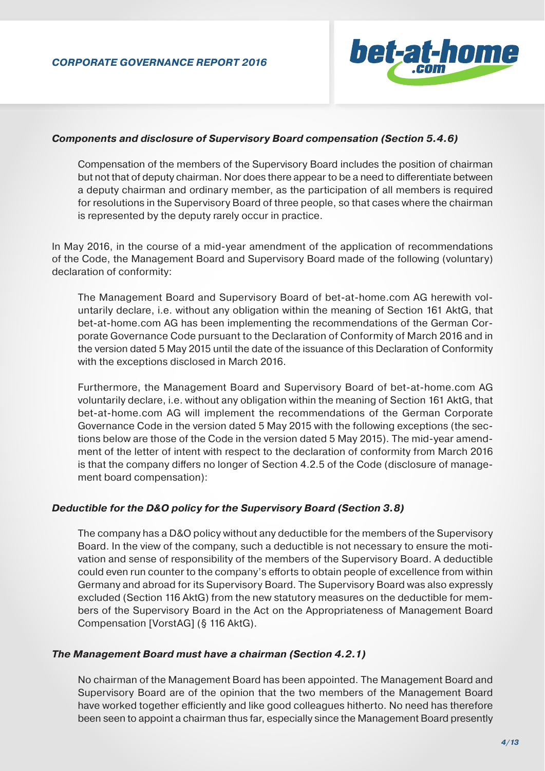### *Components and disclosure of Supervisory Board compensation (Section 5.4.6)*

Compensation of the members of the Supervisory Board includes the position of chairman but not that of deputy chairman. Nor does there appear to be a need to differentiate between a deputy chairman and ordinary member, as the participation of all members is required for resolutions in the Supervisory Board of three people, so that cases where the chairman is represented by the deputy rarely occur in practice.

In May 2016, in the course of a mid-year amendment of the application of recommendations of the Code, the Management Board and Supervisory Board made of the following (voluntary) declaration of conformity:

The Management Board and Supervisory Board of bet-at-home.com AG herewith voluntarily declare, i.e. without any obligation within the meaning of Section 161 AktG, that bet-at-home.com AG has been implementing the recommendations of the German Corporate Governance Code pursuant to the Declaration of Conformity of March 2016 and in the version dated 5 May 2015 until the date of the issuance of this Declaration of Conformity with the exceptions disclosed in March 2016.

Furthermore, the Management Board and Supervisory Board of bet-at-home.com AG voluntarily declare, i.e. without any obligation within the meaning of Section 161 AktG, that bet-at-home.com AG will implement the recommendations of the German Corporate Governance Code in the version dated 5 May 2015 with the following exceptions (the sections below are those of the Code in the version dated 5 May 2015). The mid-year amendment of the letter of intent with respect to the declaration of conformity from March 2016 is that the company differs no longer of Section 4.2.5 of the Code (disclosure of management board compensation):

### *Deductible for the D&O policy for the Supervisory Board (Section 3.8)*

The company has a D&O policy without any deductible for the members of the Supervisory Board. In the view of the company, such a deductible is not necessary to ensure the motivation and sense of responsibility of the members of the Supervisory Board. A deductible could even run counter to the company's efforts to obtain people of excellence from within Germany and abroad for its Supervisory Board. The Supervisory Board was also expressly excluded (Section 116 AktG) from the new statutory measures on the deductible for members of the Supervisory Board in the Act on the Appropriateness of Management Board Compensation [VorstAG] (§ 116 AktG).

### *The Management Board must have a chairman (Section 4.2.1)*

No chairman of the Management Board has been appointed. The Management Board and Supervisory Board are of the opinion that the two members of the Management Board have worked together efficiently and like good colleagues hitherto. No need has therefore been seen to appoint a chairman thus far, especially since the Management Board presently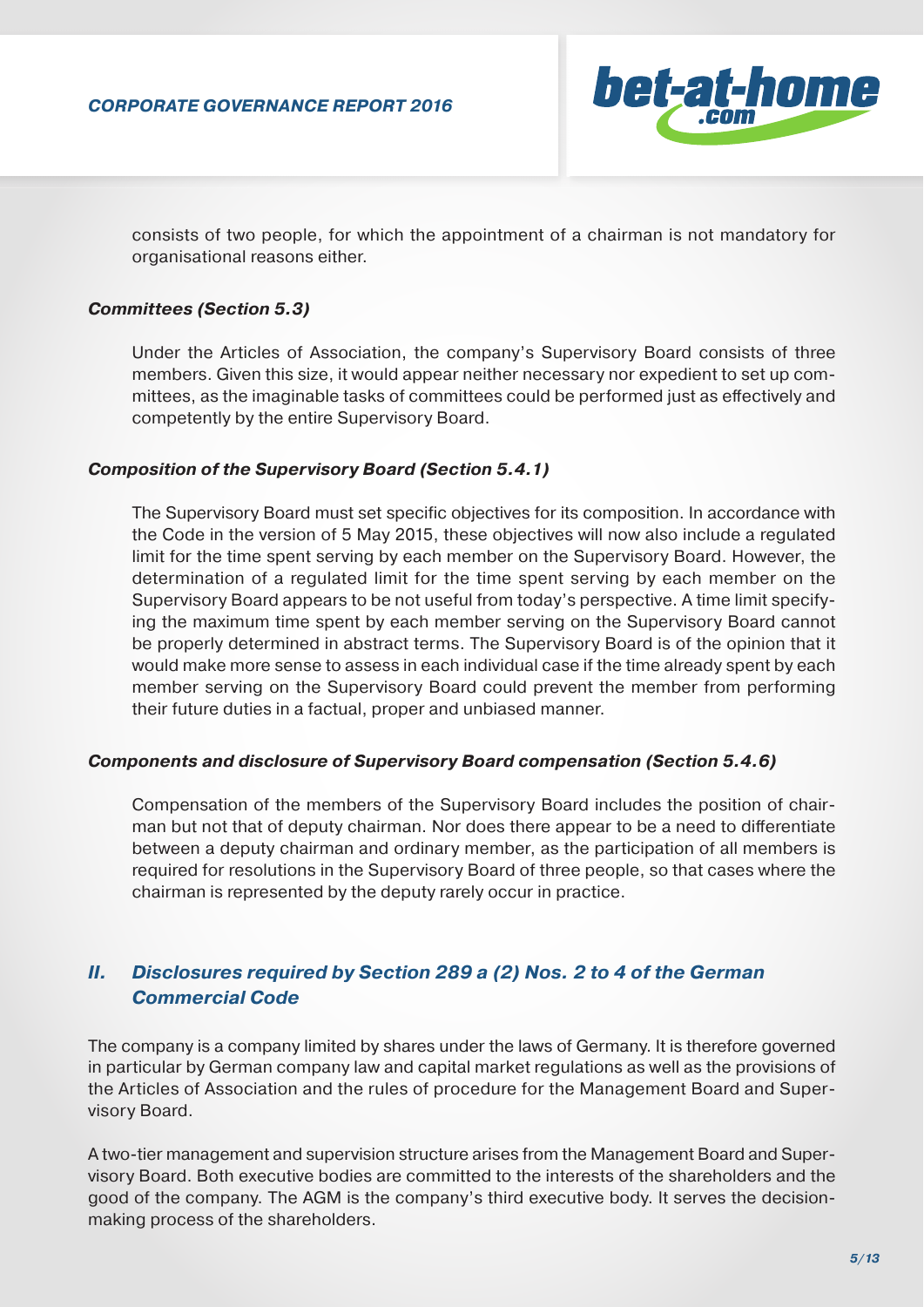consists of two people, for which the appointment of a chairman is not mandatory for organisational reasons either.

***Committees (Section 5.3)***

Under the Articles of Association, the company's Supervisory Board consists of three members. Given this size, it would appear neither necessary nor expedient to set up committees, as the imaginable tasks of committees could be performed just as effectively and competently by the entire Supervisory Board.

***Composition of the Supervisory Board (Section 5.4.1)***

The Supervisory Board must set specific objectives for its composition. In accordance with the Code in the version of 5 May 2015, these objectives will now also include a regulated limit for the time spent serving by each member on the Supervisory Board. However, the determination of a regulated limit for the time spent serving by each member on the Supervisory Board appears to be not useful from today's perspective. A time limit specifying the maximum time spent by each member serving on the Supervisory Board cannot be properly determined in abstract terms. The Supervisory Board is of the opinion that it would make more sense to assess in each individual case if the time already spent by each member serving on the Supervisory Board could prevent the member from performing their future duties in a factual, proper and unbiased manner.

***Components and disclosure of Supervisory Board compensation (Section 5.4.6)***

Compensation of the members of the Supervisory Board includes the position of chairman but not that of deputy chairman. Nor does there appear to be a need to differentiate between a deputy chairman and ordinary member, as the participation of all members is required for resolutions in the Supervisory Board of three people, so that cases where the chairman is represented by the deputy rarely occur in practice.

## *II. Disclosures required by Section 289 a (2) Nos. 2 to 4 of the German Commercial Code*

The company is a company limited by shares under the laws of Germany. It is therefore governed in particular by German company law and capital market regulations as well as the provisions of the Articles of Association and the rules of procedure for the Management Board and Supervisory Board.

A two-tier management and supervision structure arises from the Management Board and Supervisory Board. Both executive bodies are committed to the interests of the shareholders and the good of the company. The AGM is the company's third executive body. It serves the decision-making process of the shareholders.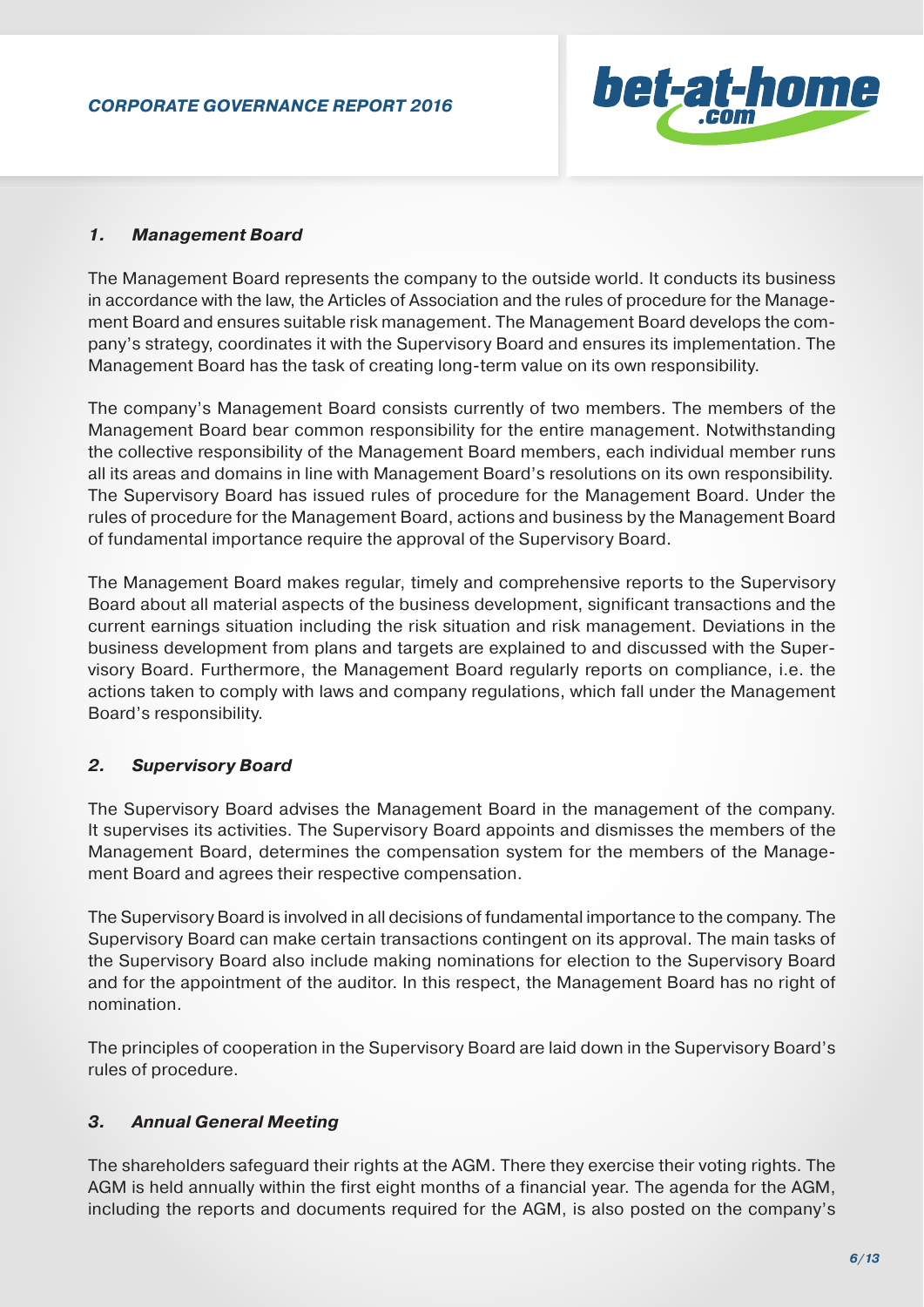### *1. Management Board*

The Management Board represents the company to the outside world. It conducts its business in accordance with the law, the Articles of Association and the rules of procedure for the Management Board and ensures suitable risk management. The Management Board develops the company's strategy, coordinates it with the Supervisory Board and ensures its implementation. The Management Board has the task of creating long-term value on its own responsibility.

The company's Management Board consists currently of two members. The members of the Management Board bear common responsibility for the entire management. Notwithstanding the collective responsibility of the Management Board members, each individual member runs all its areas and domains in line with Management Board's resolutions on its own responsibility. The Supervisory Board has issued rules of procedure for the Management Board. Under the rules of procedure for the Management Board, actions and business by the Management Board of fundamental importance require the approval of the Supervisory Board.

The Management Board makes regular, timely and comprehensive reports to the Supervisory Board about all material aspects of the business development, significant transactions and the current earnings situation including the risk situation and risk management. Deviations in the business development from plans and targets are explained to and discussed with the Supervisory Board. Furthermore, the Management Board regularly reports on compliance, i.e. the actions taken to comply with laws and company regulations, which fall under the Management Board's responsibility.

### *2. Supervisory Board*

The Supervisory Board advises the Management Board in the management of the company. It supervises its activities. The Supervisory Board appoints and dismisses the members of the Management Board, determines the compensation system for the members of the Management Board and agrees their respective compensation.

The Supervisory Board is involved in all decisions of fundamental importance to the company. The Supervisory Board can make certain transactions contingent on its approval. The main tasks of the Supervisory Board also include making nominations for election to the Supervisory Board and for the appointment of the auditor. In this respect, the Management Board has no right of nomination.

The principles of cooperation in the Supervisory Board are laid down in the Supervisory Board's rules of procedure.

### *3. Annual General Meeting*

The shareholders safeguard their rights at the AGM. There they exercise their voting rights. The AGM is held annually within the first eight months of a financial year. The agenda for the AGM, including the reports and documents required for the AGM, is also posted on the company's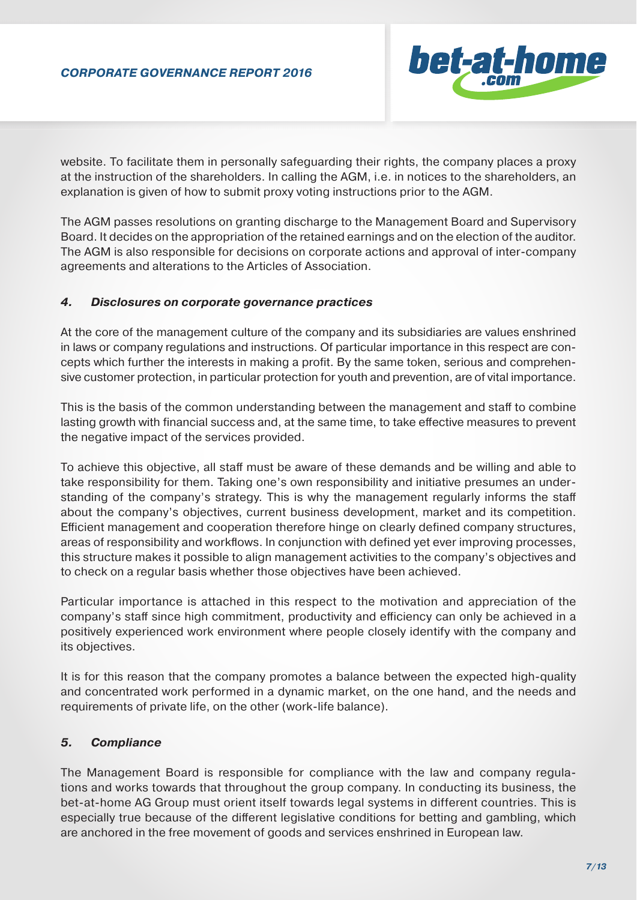website. To facilitate them in personally safeguarding their rights, the company places a proxy at the instruction of the shareholders. In calling the AGM, i.e. in notices to the shareholders, an explanation is given of how to submit proxy voting instructions prior to the AGM.

The AGM passes resolutions on granting discharge to the Management Board and Supervisory Board. It decides on the appropriation of the retained earnings and on the election of the auditor. The AGM is also responsible for decisions on corporate actions and approval of inter-company agreements and alterations to the Articles of Association.

### *4. Disclosures on corporate governance practices*

At the core of the management culture of the company and its subsidiaries are values enshrined in laws or company regulations and instructions. Of particular importance in this respect are concepts which further the interests in making a profit. By the same token, serious and comprehensive customer protection, in particular protection for youth and prevention, are of vital importance.

This is the basis of the common understanding between the management and staff to combine lasting growth with financial success and, at the same time, to take effective measures to prevent the negative impact of the services provided.

To achieve this objective, all staff must be aware of these demands and be willing and able to take responsibility for them. Taking one's own responsibility and initiative presumes an understanding of the company's strategy. This is why the management regularly informs the staff about the company's objectives, current business development, market and its competition. Efficient management and cooperation therefore hinge on clearly defined company structures, areas of responsibility and workflows. In conjunction with defined yet ever improving processes, this structure makes it possible to align management activities to the company's objectives and to check on a regular basis whether those objectives have been achieved.

Particular importance is attached in this respect to the motivation and appreciation of the company's staff since high commitment, productivity and efficiency can only be achieved in a positively experienced work environment where people closely identify with the company and its objectives.

It is for this reason that the company promotes a balance between the expected high-quality and concentrated work performed in a dynamic market, on the one hand, and the needs and requirements of private life, on the other (work-life balance).

### *5. Compliance*

The Management Board is responsible for compliance with the law and company regulations and works towards that throughout the group company. In conducting its business, the bet-at-home AG Group must orient itself towards legal systems in different countries. This is especially true because of the different legislative conditions for betting and gambling, which are anchored in the free movement of goods and services enshrined in European law.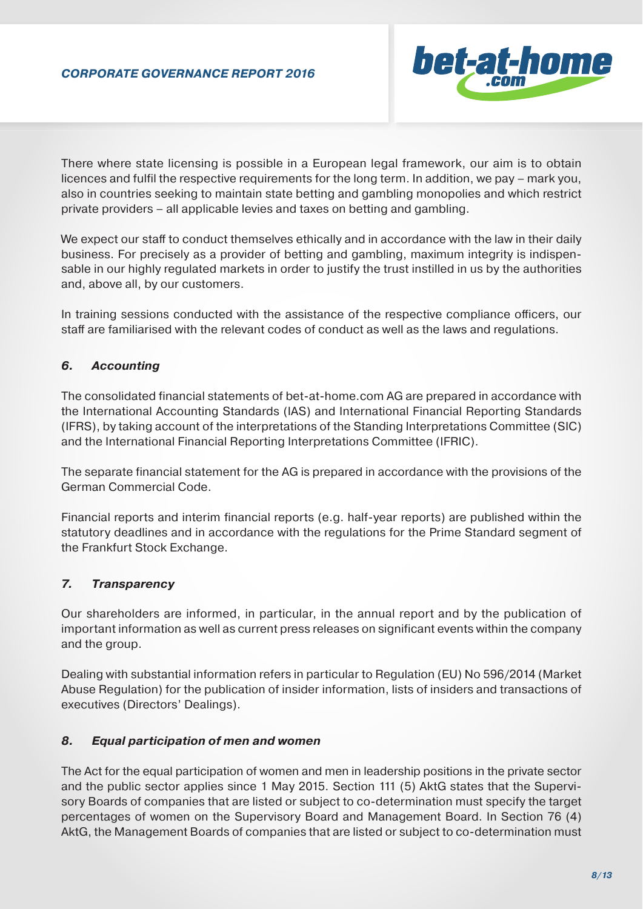There where state licensing is possible in a European legal framework, our aim is to obtain licences and fulfil the respective requirements for the long term. In addition, we pay – mark you, also in countries seeking to maintain state betting and gambling monopolies and which restrict private providers – all applicable levies and taxes on betting and gambling.

We expect our staff to conduct themselves ethically and in accordance with the law in their daily business. For precisely as a provider of betting and gambling, maximum integrity is indispensable in our highly regulated markets in order to justify the trust instilled in us by the authorities and, above all, by our customers.

In training sessions conducted with the assistance of the respective compliance officers, our staff are familiarised with the relevant codes of conduct as well as the laws and regulations.

### *6. Accounting*

The consolidated financial statements of bet-at-home.com AG are prepared in accordance with the International Accounting Standards (IAS) and International Financial Reporting Standards (IFRS), by taking account of the interpretations of the Standing Interpretations Committee (SIC) and the International Financial Reporting Interpretations Committee (IFRIC).

The separate financial statement for the AG is prepared in accordance with the provisions of the German Commercial Code.

Financial reports and interim financial reports (e.g. half-year reports) are published within the statutory deadlines and in accordance with the regulations for the Prime Standard segment of the Frankfurt Stock Exchange.

### *7. Transparency*

Our shareholders are informed, in particular, in the annual report and by the publication of important information as well as current press releases on significant events within the company and the group.

Dealing with substantial information refers in particular to Regulation (EU) No 596/2014 (Market Abuse Regulation) for the publication of insider information, lists of insiders and transactions of executives (Directors' Dealings).

### *8. Equal participation of men and women*

The Act for the equal participation of women and men in leadership positions in the private sector and the public sector applies since 1 May 2015. Section 111 (5) AktG states that the Supervisory Boards of companies that are listed or subject to co-determination must specify the target percentages of women on the Supervisory Board and Management Board. In Section 76 (4) AktG, the Management Boards of companies that are listed or subject to co-determination must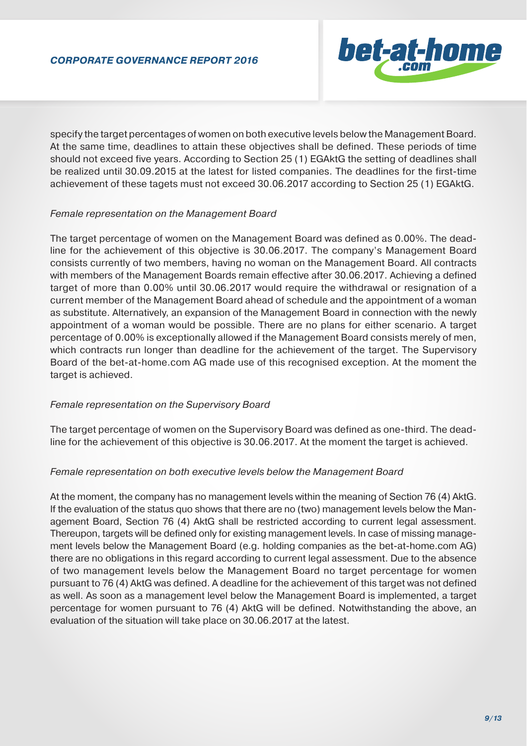specify the target percentages of women on both executive levels below the Management Board. At the same time, deadlines to attain these objectives shall be defined. These periods of time should not exceed five years. According to Section 25 (1) EGAktG the setting of deadlines shall be realized until 30.09.2015 at the latest for listed companies. The deadlines for the first-time achievement of these tagets must not exceed 30.06.2017 according to Section 25 (1) EGAktG.

*Female representation on the Management Board*

The target percentage of women on the Management Board was defined as 0.00%. The deadline for the achievement of this objective is 30.06.2017. The company's Management Board consists currently of two members, having no woman on the Management Board. All contracts with members of the Management Boards remain effective after 30.06.2017. Achieving a defined target of more than 0.00% until 30.06.2017 would require the withdrawal or resignation of a current member of the Management Board ahead of schedule and the appointment of a woman as substitute. Alternatively, an expansion of the Management Board in connection with the newly appointment of a woman would be possible. There are no plans for either scenario. A target percentage of 0.00% is exceptionally allowed if the Management Board consists merely of men, which contracts run longer than deadline for the achievement of the target. The Supervisory Board of the bet-at-home.com AG made use of this recognised exception. At the moment the target is achieved.

*Female representation on the Supervisory Board*

The target percentage of women on the Supervisory Board was defined as one-third. The deadline for the achievement of this objective is 30.06.2017. At the moment the target is achieved.

*Female representation on both executive levels below the Management Board*

At the moment, the company has no management levels within the meaning of Section 76 (4) AktG. If the evaluation of the status quo shows that there are no (two) management levels below the Management Board, Section 76 (4) AktG shall be restricted according to current legal assessment. Thereupon, targets will be defined only for existing management levels. In case of missing management levels below the Management Board (e.g. holding companies as the bet-at-home.com AG) there are no obligations in this regard according to current legal assessment. Due to the absence of two management levels below the Management Board no target percentage for women pursuant to 76 (4) AktG was defined. A deadline for the achievement of this target was not defined as well. As soon as a management level below the Management Board is implemented, a target percentage for women pursuant to 76 (4) AktG will be defined. Notwithstanding the above, an evaluation of the situation will take place on 30.06.2017 at the latest.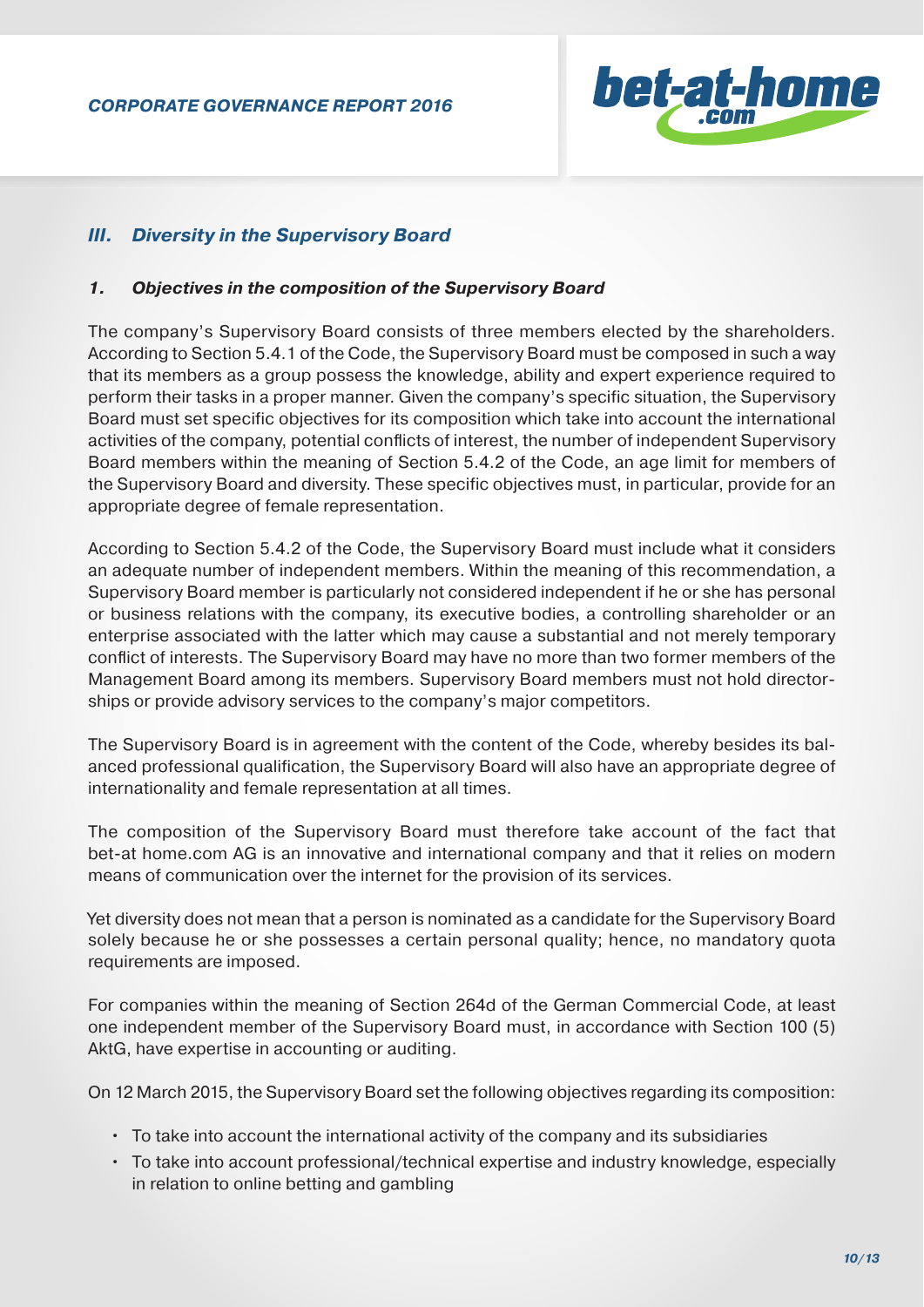## III. Diversity in the Supervisory Board

### 1. Objectives in the composition of the Supervisory Board

The company's Supervisory Board consists of three members elected by the shareholders. According to Section 5.4.1 of the Code, the Supervisory Board must be composed in such a way that its members as a group possess the knowledge, ability and expert experience required to perform their tasks in a proper manner. Given the company's specific situation, the Supervisory Board must set specific objectives for its composition which take into account the international activities of the company, potential conflicts of interest, the number of independent Supervisory Board members within the meaning of Section 5.4.2 of the Code, an age limit for members of the Supervisory Board and diversity. These specific objectives must, in particular, provide for an appropriate degree of female representation.

According to Section 5.4.2 of the Code, the Supervisory Board must include what it considers an adequate number of independent members. Within the meaning of this recommendation, a Supervisory Board member is particularly not considered independent if he or she has personal or business relations with the company, its executive bodies, a controlling shareholder or an enterprise associated with the latter which may cause a substantial and not merely temporary conflict of interests. The Supervisory Board may have no more than two former members of the Management Board among its members. Supervisory Board members must not hold directorships or provide advisory services to the company's major competitors.

The Supervisory Board is in agreement with the content of the Code, whereby besides its balanced professional qualification, the Supervisory Board will also have an appropriate degree of internationality and female representation at all times.

The composition of the Supervisory Board must therefore take account of the fact that bet-at home.com AG is an innovative and international company and that it relies on modern means of communication over the internet for the provision of its services.

Yet diversity does not mean that a person is nominated as a candidate for the Supervisory Board solely because he or she possesses a certain personal quality; hence, no mandatory quota requirements are imposed.

For companies within the meaning of Section 264d of the German Commercial Code, at least one independent member of the Supervisory Board must, in accordance with Section 100 (5) AktG, have expertise in accounting or auditing.

On 12 March 2015, the Supervisory Board set the following objectives regarding its composition:

- To take into account the international activity of the company and its subsidiaries
- To take into account professional/technical expertise and industry knowledge, especially in relation to online betting and gambling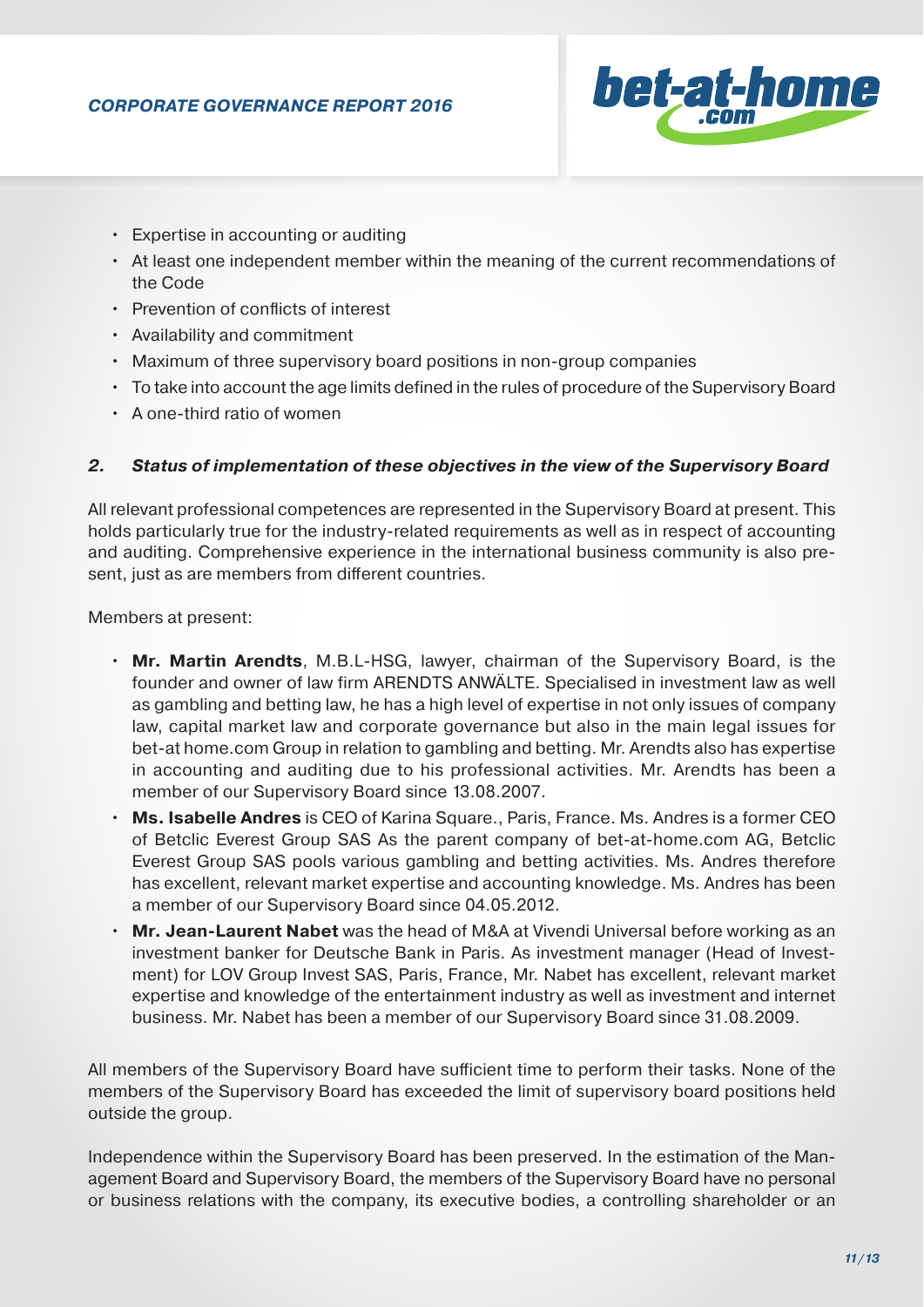- Expertise in accounting or auditing
- At least one independent member within the meaning of the current recommendations of the Code
- Prevention of conflicts of interest
- Availability and commitment
- Maximum of three supervisory board positions in non-group companies
- To take into account the age limits defined in the rules of procedure of the Supervisory Board
- A one-third ratio of women

### *2. Status of implementation of these objectives in the view of the Supervisory Board*

All relevant professional competences are represented in the Supervisory Board at present. This holds particularly true for the industry-related requirements as well as in respect of accounting and auditing. Comprehensive experience in the international business community is also present, just as are members from different countries.

Members at present:

- **Mr. Martin Arendts**, M.B.L-HSG, lawyer, chairman of the Supervisory Board, is the founder and owner of law firm ARENDTS ANWÄLTE. Specialised in investment law as well as gambling and betting law, he has a high level of expertise in not only issues of company law, capital market law and corporate governance but also in the main legal issues for bet-at home.com Group in relation to gambling and betting. Mr. Arendts also has expertise in accounting and auditing due to his professional activities. Mr. Arendts has been a member of our Supervisory Board since 13.08.2007.
- **Ms. Isabelle Andres** is CEO of Karina Square., Paris, France. Ms. Andres is a former CEO of Betclic Everest Group SAS As the parent company of bet-at-home.com AG, Betclic Everest Group SAS pools various gambling and betting activities. Ms. Andres therefore has excellent, relevant market expertise and accounting knowledge. Ms. Andres has been a member of our Supervisory Board since 04.05.2012.
- **Mr. Jean-Laurent Nabet** was the head of M&A at Vivendi Universal before working as an investment banker for Deutsche Bank in Paris. As investment manager (Head of Investment) for LOV Group Invest SAS, Paris, France, Mr. Nabet has excellent, relevant market expertise and knowledge of the entertainment industry as well as investment and internet business. Mr. Nabet has been a member of our Supervisory Board since 31.08.2009.

All members of the Supervisory Board have sufficient time to perform their tasks. None of the members of the Supervisory Board has exceeded the limit of supervisory board positions held outside the group.

Independence within the Supervisory Board has been preserved. In the estimation of the Management Board and Supervisory Board, the members of the Supervisory Board have no personal or business relations with the company, its executive bodies, a controlling shareholder or an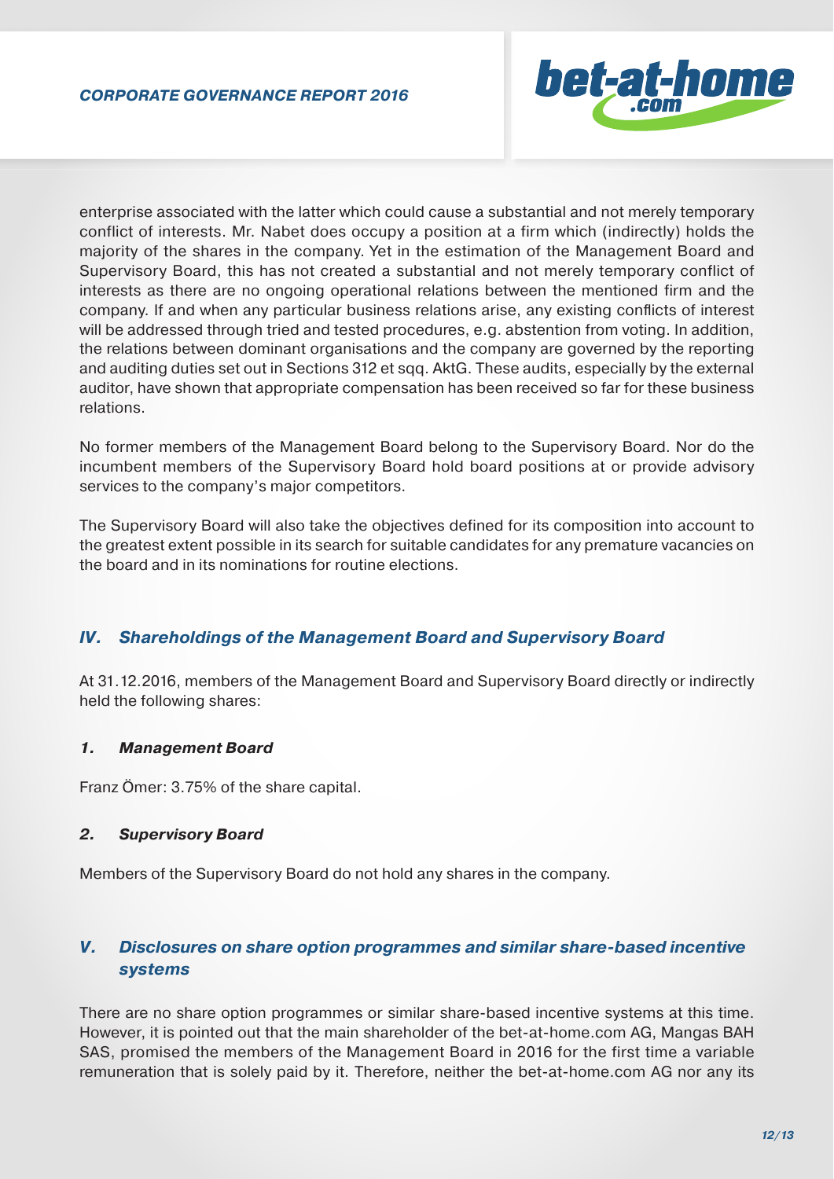enterprise associated with the latter which could cause a substantial and not merely temporary conflict of interests. Mr. Nabet does occupy a position at a firm which (indirectly) holds the majority of the shares in the company. Yet in the estimation of the Management Board and Supervisory Board, this has not created a substantial and not merely temporary conflict of interests as there are no ongoing operational relations between the mentioned firm and the company. If and when any particular business relations arise, any existing conflicts of interest will be addressed through tried and tested procedures, e.g. abstention from voting. In addition, the relations between dominant organisations and the company are governed by the reporting and auditing duties set out in Sections 312 et sqq. AktG. These audits, especially by the external auditor, have shown that appropriate compensation has been received so far for these business relations.

No former members of the Management Board belong to the Supervisory Board. Nor do the incumbent members of the Supervisory Board hold board positions at or provide advisory services to the company's major competitors.

The Supervisory Board will also take the objectives defined for its composition into account to the greatest extent possible in its search for suitable candidates for any premature vacancies on the board and in its nominations for routine elections.

## IV. Shareholdings of the Management Board and Supervisory Board

At 31.12.2016, members of the Management Board and Supervisory Board directly or indirectly held the following shares:

### 1. Management Board

Franz Ömer: 3.75% of the share capital.

### 2. Supervisory Board

Members of the Supervisory Board do not hold any shares in the company.

## V. Disclosures on share option programmes and similar share-based incentive systems

There are no share option programmes or similar share-based incentive systems at this time. However, it is pointed out that the main shareholder of the bet-at-home.com AG, Mangas BAH SAS, promised the members of the Management Board in 2016 for the first time a variable remuneration that is solely paid by it. Therefore, neither the bet-at-home.com AG nor any its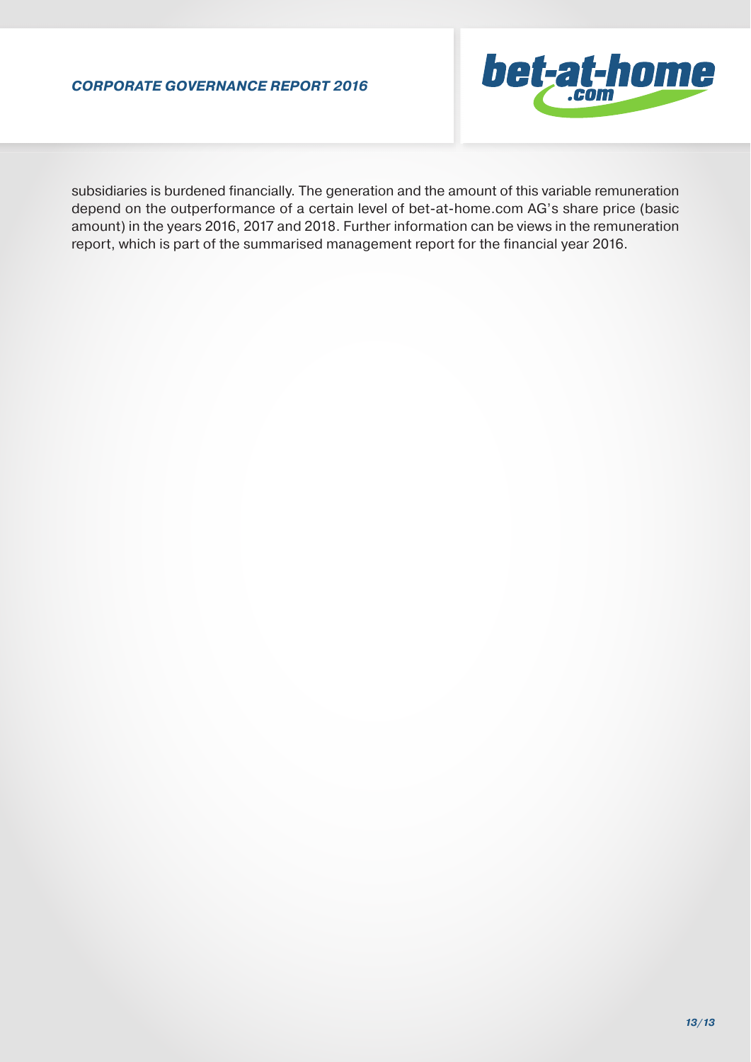subsidiaries is burdened financially. The generation and the amount of this variable remuneration depend on the outperformance of a certain level of bet-at-home.com AG's share price (basic amount) in the years 2016, 2017 and 2018. Further information can be views in the remuneration report, which is part of the summarised management report for the financial year 2016.